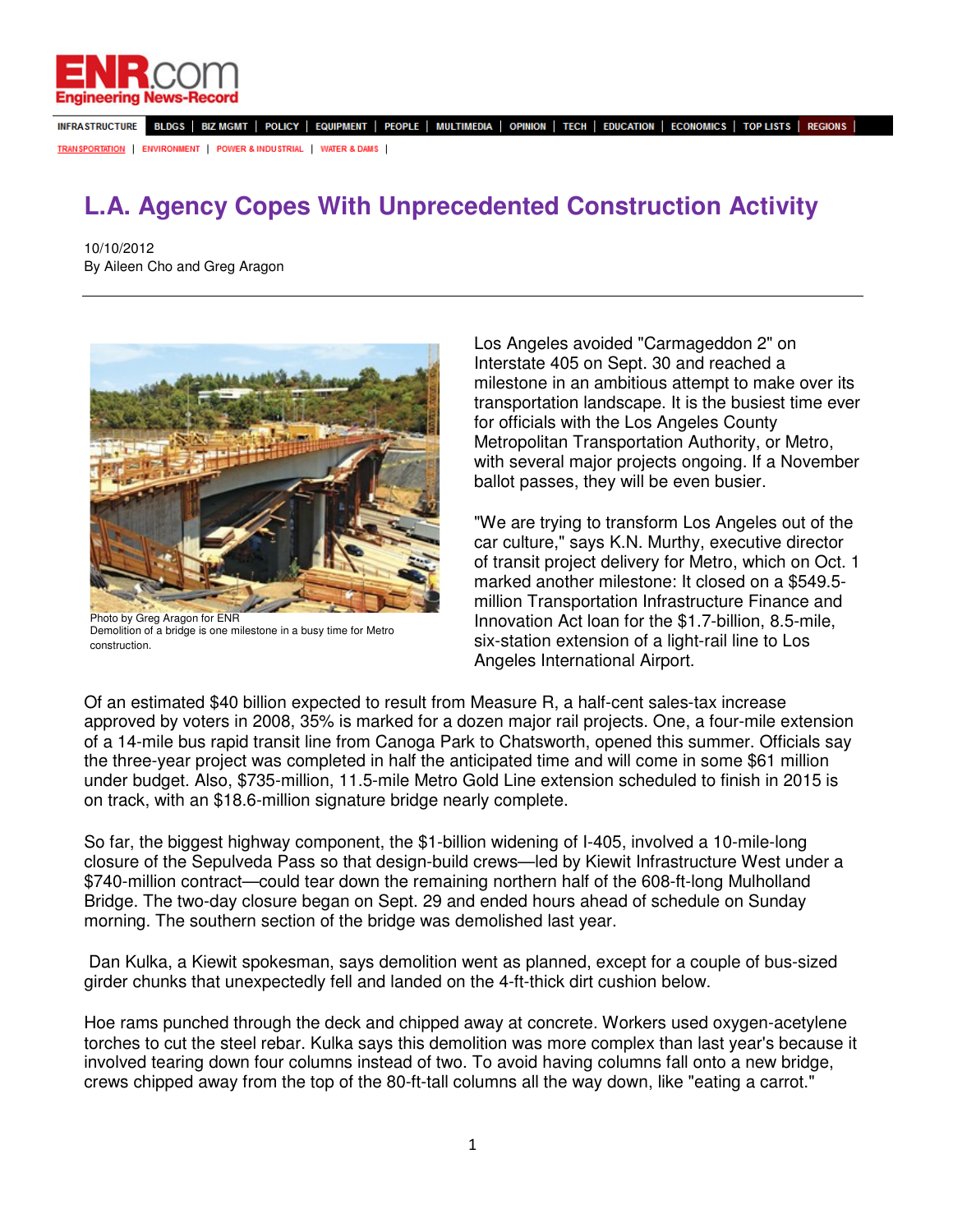# L.A. Agency Copes With Unprecedented Construction Activity

10/10/2012

By Aileen Cho and Greg Aragon

Photo by Greg Aragon for ENR
Demolition of a bridge is one milestone in a busy time for Metro construction.

Los Angeles avoided "Carmageddon 2" on Interstate 405 on Sept. 30 and reached a milestone in an ambitious attempt to make over its transportation landscape. It is the busiest time ever for officials with the Los Angeles County Metropolitan Transportation Authority, or Metro, with several major projects ongoing. If a November ballot passes, they will be even busier.

"We are trying to transform Los Angeles out of the car culture," says K.N. Murthy, executive director of transit project delivery for Metro, which on Oct. 1 marked another milestone: It closed on a $549.5-million Transportation Infrastructure Finance and Innovation Act loan for the $1.7-billion, 8.5-mile, six-station extension of a light-rail line to Los Angeles International Airport.

Of an estimated $40 billion expected to result from Measure R, a half-cent sales-tax increase approved by voters in 2008, 35% is marked for a dozen major rail projects. One, a four-mile extension of a 14-mile bus rapid transit line from Canoga Park to Chatsworth, opened this summer. Officials say the three-year project was completed in half the anticipated time and will come in some $61 million under budget. Also, $735-million, 11.5-mile Metro Gold Line extension scheduled to finish in 2015 is on track, with an $18.6-million signature bridge nearly complete.

So far, the biggest highway component, the $1-billion widening of I-405, involved a 10-mile-long closure of the Sepulveda Pass so that design-build crews—led by Kiewit Infrastructure West under a $740-million contract—could tear down the remaining northern half of the 608-ft-long Mulholland Bridge. The two-day closure began on Sept. 29 and ended hours ahead of schedule on Sunday morning. The southern section of the bridge was demolished last year.

Dan Kulka, a Kiewit spokesman, says demolition went as planned, except for a couple of bus-sized girder chunks that unexpectedly fell and landed on the 4-ft-thick dirt cushion below.

Hoe rams punched through the deck and chipped away at concrete. Workers used oxygen-acetylene torches to cut the steel rebar. Kulka says this demolition was more complex than last year's because it involved tearing down four columns instead of two. To avoid having columns fall onto a new bridge, crews chipped away from the top of the 80-ft-tall columns all the way down, like "eating a carrot."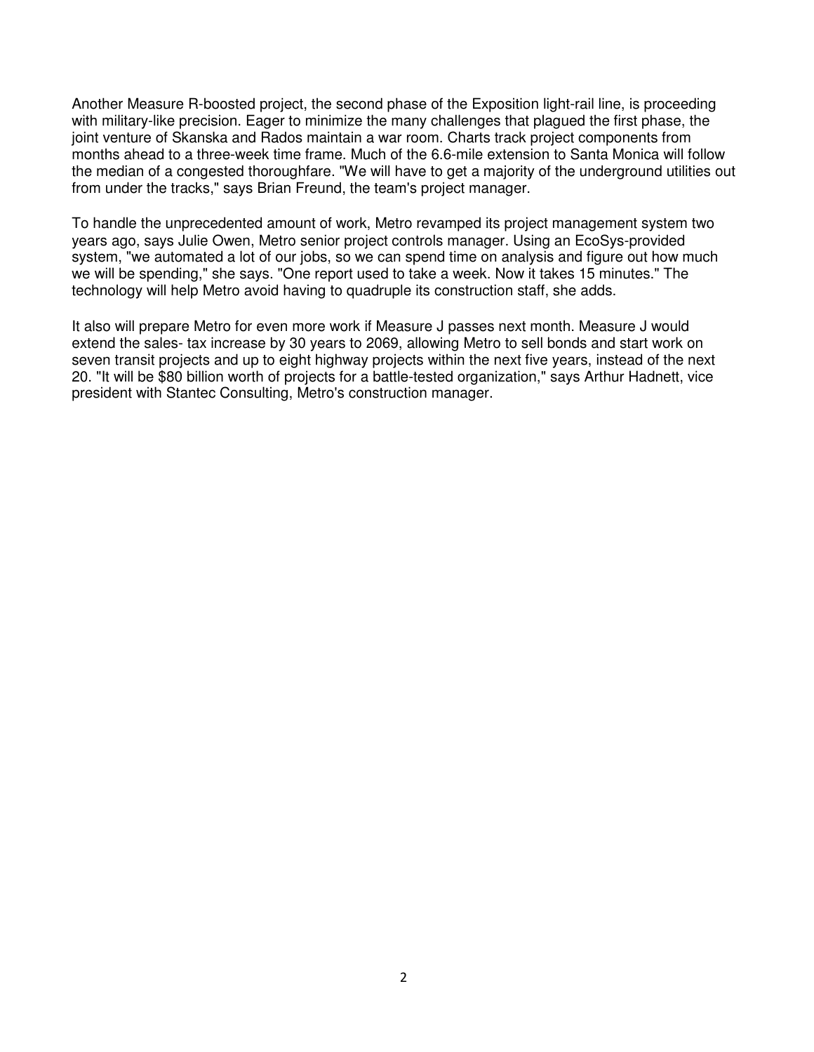Another Measure R-boosted project, the second phase of the Exposition light-rail line, is proceeding with military-like precision. Eager to minimize the many challenges that plagued the first phase, the joint venture of Skanska and Rados maintain a war room. Charts track project components from months ahead to a three-week time frame. Much of the 6.6-mile extension to Santa Monica will follow the median of a congested thoroughfare. "We will have to get a majority of the underground utilities out from under the tracks," says Brian Freund, the team's project manager.

To handle the unprecedented amount of work, Metro revamped its project management system two years ago, says Julie Owen, Metro senior project controls manager. Using an EcoSys-provided system, "we automated a lot of our jobs, so we can spend time on analysis and figure out how much we will be spending," she says. "One report used to take a week. Now it takes 15 minutes." The technology will help Metro avoid having to quadruple its construction staff, she adds.

It also will prepare Metro for even more work if Measure J passes next month. Measure J would extend the sales- tax increase by 30 years to 2069, allowing Metro to sell bonds and start work on seven transit projects and up to eight highway projects within the next five years, instead of the next 20. "It will be $80 billion worth of projects for a battle-tested organization," says Arthur Hadnett, vice president with Stantec Consulting, Metro's construction manager.